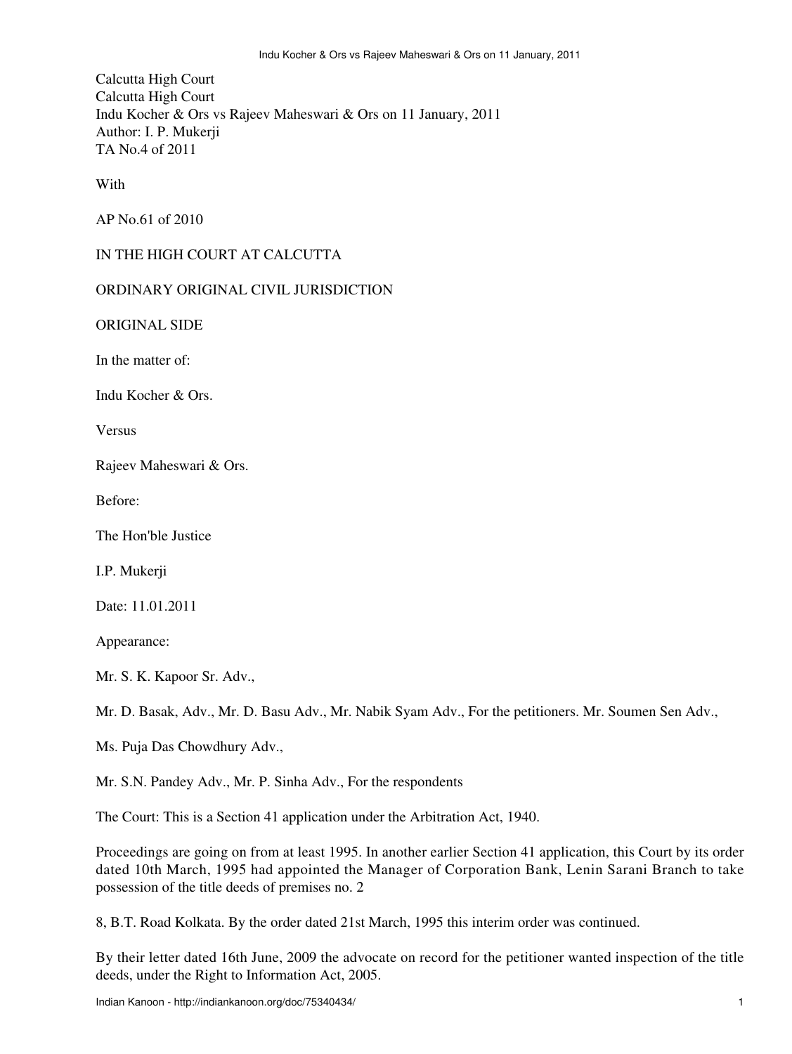Calcutta High Court
Calcutta High Court
Indu Kocher & Ors vs Rajeev Maheswari & Ors on 11 January, 2011
Author: I. P. Mukerji
TA No.4 of 2011

With

AP No.61 of 2010

IN THE HIGH COURT AT CALCUTTA

ORDINARY ORIGINAL CIVIL JURISDICTION

ORIGINAL SIDE

In the matter of:

Indu Kocher & Ors.

Versus

Rajeev Maheswari & Ors.

Before:

The Hon'ble Justice

I.P. Mukerji

Date: 11.01.2011

Appearance:

Mr. S. K. Kapoor Sr. Adv.,

Mr. D. Basak, Adv., Mr. D. Basu Adv., Mr. Nabik Syam Adv., For the petitioners. Mr. Soumen Sen Adv.,

Ms. Puja Das Chowdhury Adv.,

Mr. S.N. Pandey Adv., Mr. P. Sinha Adv., For the respondents

The Court: This is a Section 41 application under the Arbitration Act, 1940.

Proceedings are going on from at least 1995. In another earlier Section 41 application, this Court by its order dated 10th March, 1995 had appointed the Manager of Corporation Bank, Lenin Sarani Branch to take possession of the title deeds of premises no. 2

8, B.T. Road Kolkata. By the order dated 21st March, 1995 this interim order was continued.

By their letter dated 16th June, 2009 the advocate on record for the petitioner wanted inspection of the title deeds, under the Right to Information Act, 2005.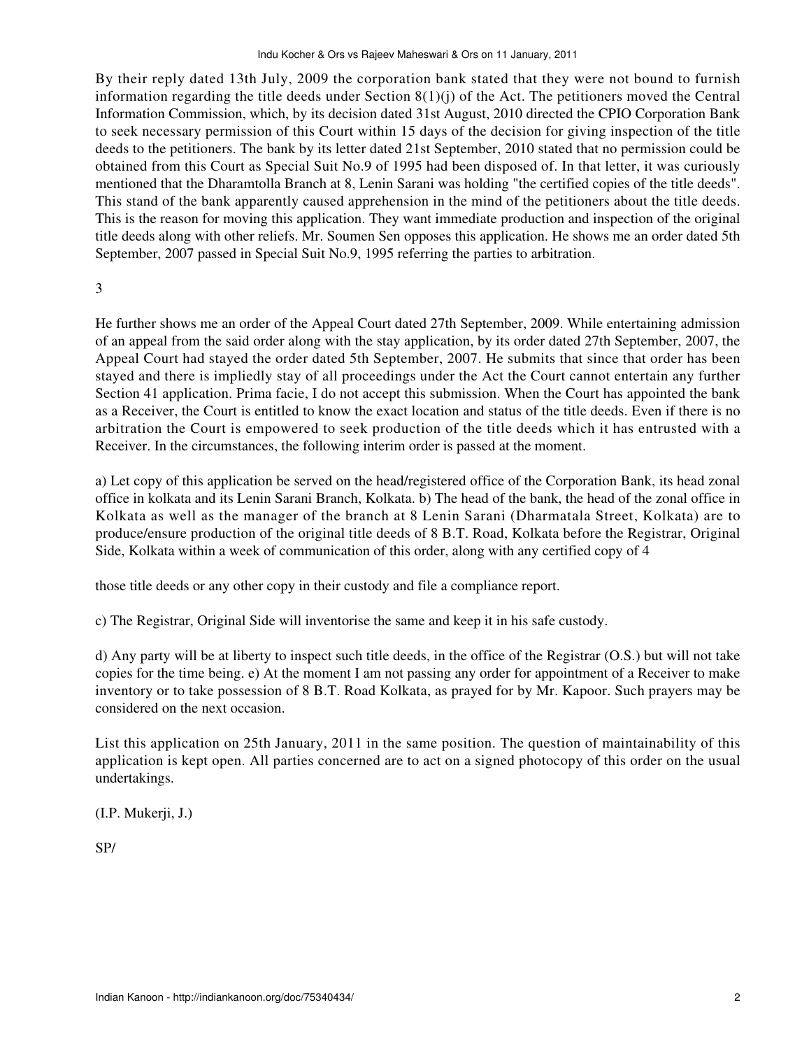By their reply dated 13th July, 2009 the corporation bank stated that they were not bound to furnish information regarding the title deeds under Section 8(1)(j) of the Act. The petitioners moved the Central Information Commission, which, by its decision dated 31st August, 2010 directed the CPIO Corporation Bank to seek necessary permission of this Court within 15 days of the decision for giving inspection of the title deeds to the petitioners. The bank by its letter dated 21st September, 2010 stated that no permission could be obtained from this Court as Special Suit No.9 of 1995 had been disposed of. In that letter, it was curiously mentioned that the Dharamtolla Branch at 8, Lenin Sarani was holding "the certified copies of the title deeds". This stand of the bank apparently caused apprehension in the mind of the petitioners about the title deeds. This is the reason for moving this application. They want immediate production and inspection of the original title deeds along with other reliefs. Mr. Soumen Sen opposes this application. He shows me an order dated 5th September, 2007 passed in Special Suit No.9, 1995 referring the parties to arbitration.

3

He further shows me an order of the Appeal Court dated 27th September, 2009. While entertaining admission of an appeal from the said order along with the stay application, by its order dated 27th September, 2007, the Appeal Court had stayed the order dated 5th September, 2007. He submits that since that order has been stayed and there is impliedly stay of all proceedings under the Act the Court cannot entertain any further Section 41 application. Prima facie, I do not accept this submission. When the Court has appointed the bank as a Receiver, the Court is entitled to know the exact location and status of the title deeds. Even if there is no arbitration the Court is empowered to seek production of the title deeds which it has entrusted with a Receiver. In the circumstances, the following interim order is passed at the moment.

a) Let copy of this application be served on the head/registered office of the Corporation Bank, its head zonal office in kolkata and its Lenin Sarani Branch, Kolkata. b) The head of the bank, the head of the zonal office in Kolkata as well as the manager of the branch at 8 Lenin Sarani (Dharmatala Street, Kolkata) are to produce/ensure production of the original title deeds of 8 B.T. Road, Kolkata before the Registrar, Original Side, Kolkata within a week of communication of this order, along with any certified copy of 4

those title deeds or any other copy in their custody and file a compliance report.

c) The Registrar, Original Side will inventorise the same and keep it in his safe custody.

d) Any party will be at liberty to inspect such title deeds, in the office of the Registrar (O.S.) but will not take copies for the time being. e) At the moment I am not passing any order for appointment of a Receiver to make inventory or to take possession of 8 B.T. Road Kolkata, as prayed for by Mr. Kapoor. Such prayers may be considered on the next occasion.

List this application on 25th January, 2011 in the same position. The question of maintainability of this application is kept open. All parties concerned are to act on a signed photocopy of this order on the usual undertakings.

(I.P. Mukerji, J.)

SP/